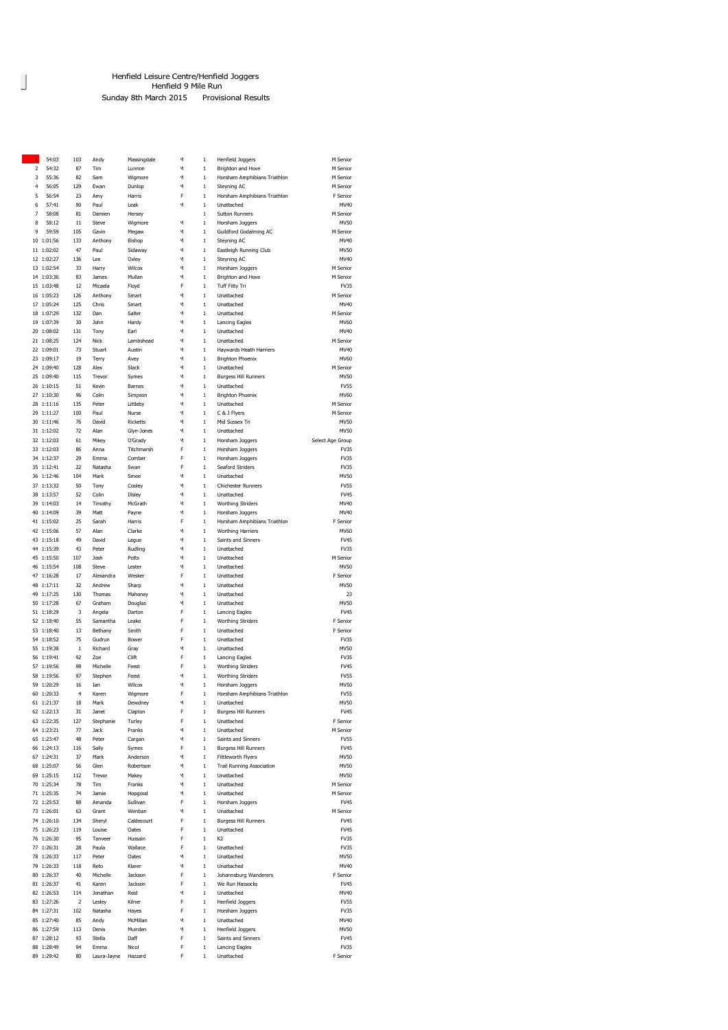Henfield Leisure Centre/Henfield Joggers

Henfield 9 Mile Run

Sunday 8th March 2015 Provisional Results

| Pos | Time | No | First Name | Surname | Sex | | Club | Category |
|---|---|---|---|---|---|---|---|---|
| 1 | 54:03 | 103 | Andy | Massingdale | M | 1 | Henfield Joggers | M Senior |
| 2 | 54:32 | 87 | Tim | Lunnon | M | 1 | Brighton and Hove | M Senior |
| 3 | 55:36 | 82 | Sam | Wigmore | M | 1 | Horsham Amphibians Triathlon | M Senior |
| 4 | 56:05 | 129 | Ewan | Dunlop | M | 1 | Steyning AC | M Senior |
| 5 | 56:54 | 23 | Amy | Harris | F | 1 | Horsham Amphibians Triathlon | F Senior |
| 6 | 57:41 | 90 | Paul | Leak | M | 1 | Unattached | MV40 |
| 7 | 58:08 | 81 | Damien | Hersey | | 1 | Sutton Runners | M Senior |
| 8 | 58:12 | 11 | Steve | Wigmore | M | 1 | Horsham Joggers | MV50 |
| 9 | 59:59 | 105 | Gavin | Megaw | M | 1 | Guildford Godalming AC | M Senior |
| 10 | 1:01:56 | 133 | Anthony | Bishop | M | 1 | Steyning AC | MV40 |
| 11 | 1:02:02 | 47 | Paul | Sidaway | M | 1 | Eastleigh Running Club | MV50 |
| 12 | 1:02:27 | 136 | Lee | Oxley | M | 1 | Steyning AC | MV40 |
| 13 | 1:02:54 | 33 | Harry | Wilcox | M | 1 | Horsham Joggers | M Senior |
| 14 | 1:03:36 | 83 | James | Mullan | M | 1 | Brighton and Hove | M Senior |
| 15 | 1:03:48 | 12 | Micaela | Floyd | F | 1 | Tuff Fitty Tri | FV35 |
| 16 | 1:05:23 | 126 | Anthony | Smart | M | 1 | Unattached | M Senior |
| 17 | 1:05:24 | 125 | Chris | Smart | M | 1 | Unattached | MV40 |
| 18 | 1:07:29 | 132 | Dan | Salter | M | 1 | Unattached | M Senior |
| 19 | 1:07:39 | 30 | John | Hardy | M | 1 | Lancing Eagles | MV60 |
| 20 | 1:08:02 | 131 | Tony | Earl | M | 1 | Unattached | MV40 |
| 21 | 1:08:25 | 124 | Nick | Lambshead | M | 1 | Unattached | M Senior |
| 22 | 1:09:01 | 73 | Stuart | Austin | M | 1 | Haywards Heath Harriers | MV40 |
| 23 | 1:09:17 | 19 | Terry | Avey | M | 1 | Brighton Phoenix | MV60 |
| 24 | 1:09:40 | 128 | Alex | Slack | M | 1 | Unattached | M Senior |
| 25 | 1:09:40 | 115 | Trevor | Symes | M | 1 | Burgess Hill Runners | MV50 |
| 26 | 1:10:15 | 51 | Kevin | Barnes | M | 1 | Unattached | FV55 |
| 27 | 1:10:30 | 96 | Colin | Simpson | M | 1 | Brighton Phoenix | MV60 |
| 28 | 1:11:16 | 135 | Peter | Littleby | M | 1 | Unattached | M Senior |
| 29 | 1:11:27 | 100 | Paul | Nurse | M | 1 | C & J Flyers | M Senior |
| 30 | 1:11:46 | 76 | David | Ricketts | M | 1 | Mid Sussex Tri | MV50 |
| 31 | 1:12:02 | 72 | Alan | Glyn-Jones | M | 1 | Unattached | MV50 |
| 32 | 1:12:03 | 61 | Mikey | O'Grady | M | 1 | Horsham Joggers | Select Age Group |
| 33 | 1:12:03 | 86 | Anna | Titchmarsh | F | 1 | Horsham Joggers | FV35 |
| 34 | 1:12:37 | 29 | Emma | Comber | F | 1 | Horsham Joggers | FV35 |
| 35 | 1:12:41 | 22 | Natasha | Swan | F | 1 | Seaford Striders | FV35 |
| 36 | 1:12:46 | 104 | Mark | Smee | M | 1 | Unattached | MV50 |
| 37 | 1:13:32 | 50 | Tony | Cooley | M | 1 | Chichester Runners | FV55 |
| 38 | 1:13:57 | 52 | Colin | Illsley | M | 1 | Unattached | FV45 |
| 39 | 1:14:03 | 14 | Timothy | McGrath | M | 1 | Worthing Striders | MV40 |
| 40 | 1:14:09 | 39 | Matt | Payne | M | 1 | Horsham Joggers | MV40 |
| 41 | 1:15:02 | 25 | Sarah | Harris | F | 1 | Horsham Amphibians Triathlon | F Senior |
| 42 | 1:15:06 | 57 | Alan | Clarke | M | 1 | Worthing Harriers | MV60 |
| 43 | 1:15:18 | 49 | David | Lague | M | 1 | Saints and Sinners | FV45 |
| 44 | 1:15:39 | 43 | Peter | Rudling | M | 1 | Unattached | FV35 |
| 45 | 1:15:50 | 107 | Josh | Potts | M | 1 | Unattached | M Senior |
| 46 | 1:15:54 | 108 | Steve | Lester | M | 1 | Unattached | MV50 |
| 47 | 1:16:28 | 17 | Alexandra | Wesker | F | 1 | Unattached | F Senior |
| 48 | 1:17:11 | 32 | Andrew | Sharp | M | 1 | Unattached | MV50 |
| 49 | 1:17:25 | 130 | Thomas | Mahoney | M | 1 | Unattached | 23 |
| 50 | 1:17:28 | 67 | Graham | Douglas | M | 1 | Unattached | MV50 |
| 51 | 1:18:29 | 3 | Angela | Darton | F | 1 | Lancing Eagles | FV45 |
| 52 | 1:18:40 | 55 | Samantha | Leake | F | 1 | Worthing Striders | F Senior |
| 53 | 1:18:40 | 13 | Bethany | Smith | F | 1 | Unattached | F Senior |
| 54 | 1:18:52 | 75 | Gudrun | Bower | F | 1 | Unattached | FV35 |
| 55 | 1:19:38 | 1 | Richard | Gray | M | 1 | Unattached | MV50 |
| 56 | 1:19:41 | 92 | Zoe | Clift | F | 1 | Lancing Eagles | FV35 |
| 57 | 1:19:56 | 98 | Michelle | Feest | F | 1 | Worthing Striders | FV45 |
| 58 | 1:19:56 | 97 | Stephen | Feest | M | 1 | Worthing Striders | FV55 |
| 59 | 1:20:29 | 16 | Ian | Wilcox | M | 1 | Horsham Joggers | MV50 |
| 60 | 1:20:33 | 4 | Karen | Wigmore | F | 1 | Horsham Amphibians Triathlon | FV55 |
| 61 | 1:21:37 | 18 | Mark | Dewdney | M | 1 | Unattached | MV50 |
| 62 | 1:22:13 | 31 | Janet | Clapton | F | 1 | Burgess Hill Runners | FV45 |
| 63 | 1:22:35 | 127 | Stephanie | Turley | F | 1 | Unattached | F Senior |
| 64 | 1:23:21 | 77 | Jack | Franks | M | 1 | Unattached | M Senior |
| 65 | 1:23:47 | 48 | Peter | Cargan | M | 1 | Saints and Sinners | FV55 |
| 66 | 1:24:13 | 116 | Sally | Symes | F | 1 | Burgess Hill Runners | FV45 |
| 67 | 1:24:31 | 37 | Mark | Anderson | M | 1 | Fittleworth Flyers | MV50 |
| 68 | 1:25:07 | 56 | Glen | Robertson | M | 1 | Trail Running Association | MV50 |
| 69 | 1:25:15 | 112 | Trevor | Makey | M | 1 | Unattached | MV50 |
| 70 | 1:25:34 | 78 | Tim | Franks | M | 1 | Unattached | M Senior |
| 71 | 1:25:35 | 74 | Jamie | Hopgood | M | 1 | Unattached | M Senior |
| 72 | 1:25:53 | 88 | Amanda | Sullivan | F | 1 | Horsham Joggers | FV45 |
| 73 | 1:26:01 | 63 | Grant | Wenban | M | 1 | Unattached | M Senior |
| 74 | 1:26:10 | 134 | Sheryl | Caldecourt | F | 1 | Burgess Hill Runners | FV45 |
| 75 | 1:26:23 | 119 | Louise | Oates | F | 1 | Unattached | FV45 |
| 76 | 1:26:30 | 95 | Tanveer | Hussain | F | 1 | K2 | FV35 |
| 77 | 1:26:31 | 28 | Paula | Wallace | F | 1 | Unattached | FV35 |
| 78 | 1:26:33 | 117 | Peter | Oates | M | 1 | Unattached | MV50 |
| 79 | 1:26:33 | 118 | Reto | Klarer | M | 1 | Unattached | MV40 |
| 80 | 1:26:37 | 40 | Michelle | Jackson | F | 1 | Johannsburg Wanderers | F Senior |
| 81 | 1:26:37 | 41 | Karen | Jackson | F | 1 | We Run Hassocks | FV45 |
| 82 | 1:26:53 | 114 | Jonathan | Reid | M | 1 | Unattached | MV40 |
| 83 | 1:27:26 | 2 | Lesley | Kilner | F | 1 | Henfield Joggers | FV55 |
| 84 | 1:27:31 | 102 | Natasha | Hayes | F | 1 | Horsham Joggers | FV35 |
| 85 | 1:27:40 | 85 | Andy | McMillan | M | 1 | Unattached | MV40 |
| 86 | 1:27:59 | 113 | Denis | Muirden | M | 1 | Henfield Joggers | MV50 |
| 87 | 1:28:12 | 93 | Stella | Daff | F | 1 | Saints and Sinners | FV45 |
| 88 | 1:28:49 | 94 | Emma | Nicol | F | 1 | Lancing Eagles | FV35 |
| 89 | 1:29:42 | 80 | Laura-Jayne | Hazzard | F | 1 | Unattached | F Senior |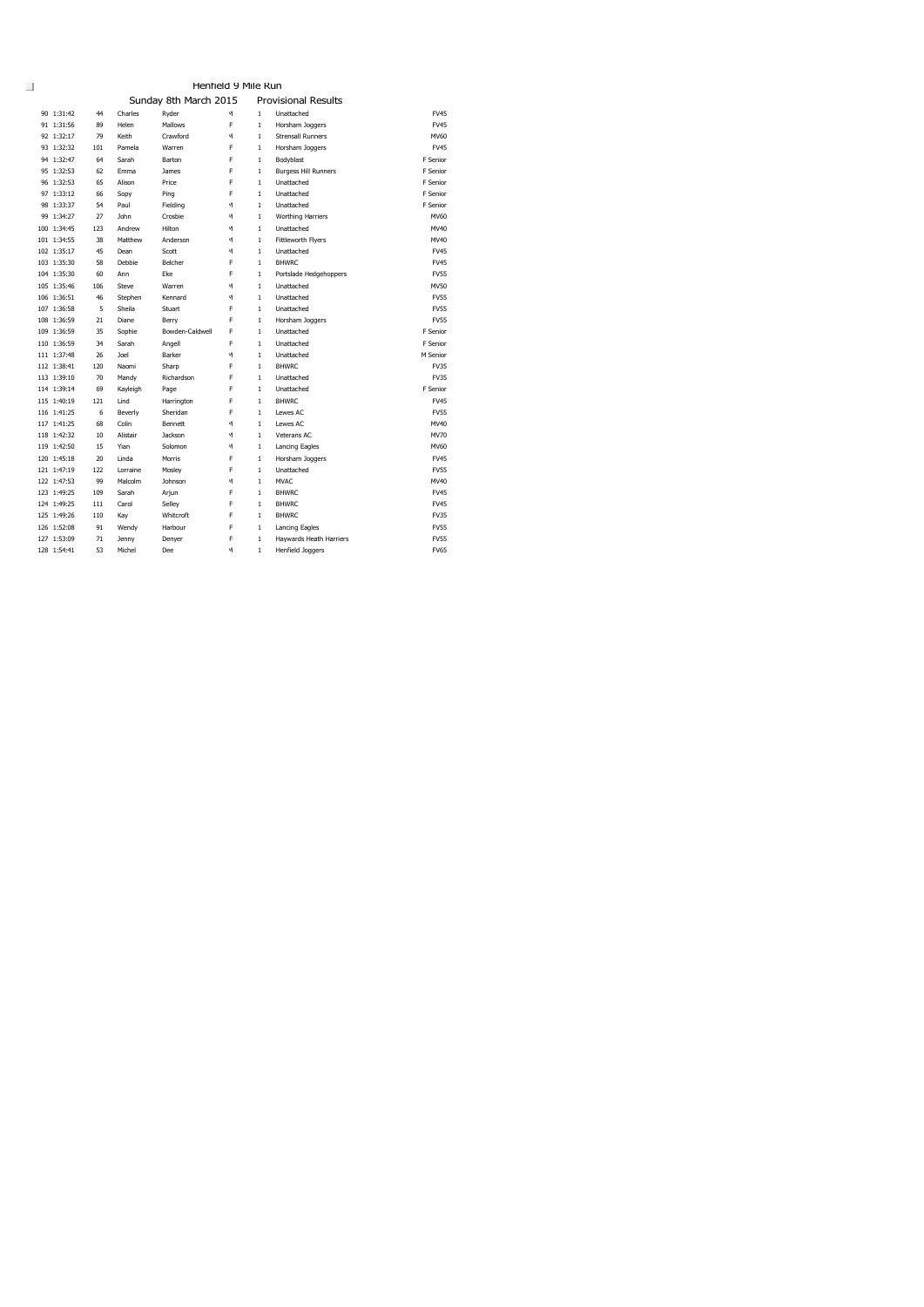# Henfield 9 Mile Run

Sunday 8th March 2015 Provisional Results

| | | | | | | | | |
|---|---|---|---|---|---|---|---|---|
| 90 | 1:31:42 | 44 | Charles | Ryder | M | 1 | Unattached | FV45 |
| 91 | 1:31:56 | 89 | Helen | Mallows | F | 1 | Horsham Joggers | FV45 |
| 92 | 1:32:17 | 79 | Keith | Crawford | M | 1 | Strensall Runners | MV60 |
| 93 | 1:32:32 | 101 | Pamela | Warren | F | 1 | Horsham Joggers | FV45 |
| 94 | 1:32:47 | 64 | Sarah | Barton | F | 1 | Bodyblast | F Senior |
| 95 | 1:32:53 | 62 | Emma | James | F | 1 | Burgess Hill Runners | F Senior |
| 96 | 1:32:53 | 65 | Alison | Price | F | 1 | Unattached | F Senior |
| 97 | 1:33:12 | 66 | Sopy | Ping | F | 1 | Unattached | F Senior |
| 98 | 1:33:37 | 54 | Paul | Fielding | M | 1 | Unattached | F Senior |
| 99 | 1:34:27 | 27 | John | Crosbie | M | 1 | Worthing Harriers | MV60 |
| 100 | 1:34:45 | 123 | Andrew | Hilton | M | 1 | Unattached | MV40 |
| 101 | 1:34:55 | 38 | Matthew | Anderson | M | 1 | Fittleworth Flyers | MV40 |
| 102 | 1:35:17 | 45 | Dean | Scott | M | 1 | Unattached | FV45 |
| 103 | 1:35:30 | 58 | Debbie | Belcher | F | 1 | BHWRC | FV45 |
| 104 | 1:35:30 | 60 | Ann | Eke | F | 1 | Portslade Hedgehoppers | FV55 |
| 105 | 1:35:46 | 106 | Steve | Warren | M | 1 | Unattached | MV50 |
| 106 | 1:36:51 | 46 | Stephen | Kennard | M | 1 | Unattached | FV55 |
| 107 | 1:36:58 | 5 | Sheila | Stuart | F | 1 | Unattached | FV55 |
| 108 | 1:36:59 | 21 | Diane | Berry | F | 1 | Horsham Joggers | FV55 |
| 109 | 1:36:59 | 35 | Sophie | Bowden-Caldwell | F | 1 | Unattached | F Senior |
| 110 | 1:36:59 | 34 | Sarah | Angell | F | 1 | Unattached | F Senior |
| 111 | 1:37:48 | 26 | Joel | Barker | M | 1 | Unattached | M Senior |
| 112 | 1:38:41 | 120 | Naomi | Sharp | F | 1 | BHWRC | FV35 |
| 113 | 1:39:10 | 70 | Mandy | Richardson | F | 1 | Unattached | FV35 |
| 114 | 1:39:14 | 69 | Kayleigh | Page | F | 1 | Unattached | F Senior |
| 115 | 1:40:19 | 121 | Lind | Harrington | F | 1 | BHWRC | FV45 |
| 116 | 1:41:25 | 6 | Beverly | Sheridan | F | 1 | Lewes AC | FV55 |
| 117 | 1:41:25 | 68 | Colin | Bennett | M | 1 | Lewes AC | MV40 |
| 118 | 1:42:32 | 10 | Alistair | Jackson | M | 1 | Veterans AC | MV70 |
| 119 | 1:42:50 | 15 | Yian | Solomon | M | 1 | Lancing Eagles | MV60 |
| 120 | 1:45:18 | 20 | Linda | Morris | F | 1 | Horsham Joggers | FV45 |
| 121 | 1:47:19 | 122 | Lorraine | Mosley | F | 1 | Unattached | FV55 |
| 122 | 1:47:53 | 99 | Malcolm | Johnson | M | 1 | MVAC | MV40 |
| 123 | 1:49:25 | 109 | Sarah | Arjun | F | 1 | BHWRC | FV45 |
| 124 | 1:49:25 | 111 | Carol | Selley | F | 1 | BHWRC | FV45 |
| 125 | 1:49:26 | 110 | Kay | Whitcroft | F | 1 | BHWRC | FV35 |
| 126 | 1:52:08 | 91 | Wendy | Harbour | F | 1 | Lancing Eagles | FV55 |
| 127 | 1:53:09 | 71 | Jenny | Denyer | F | 1 | Haywards Heath Harriers | FV55 |
| 128 | 1:54:41 | 53 | Michel | Dee | M | 1 | Henfield Joggers | FV65 |